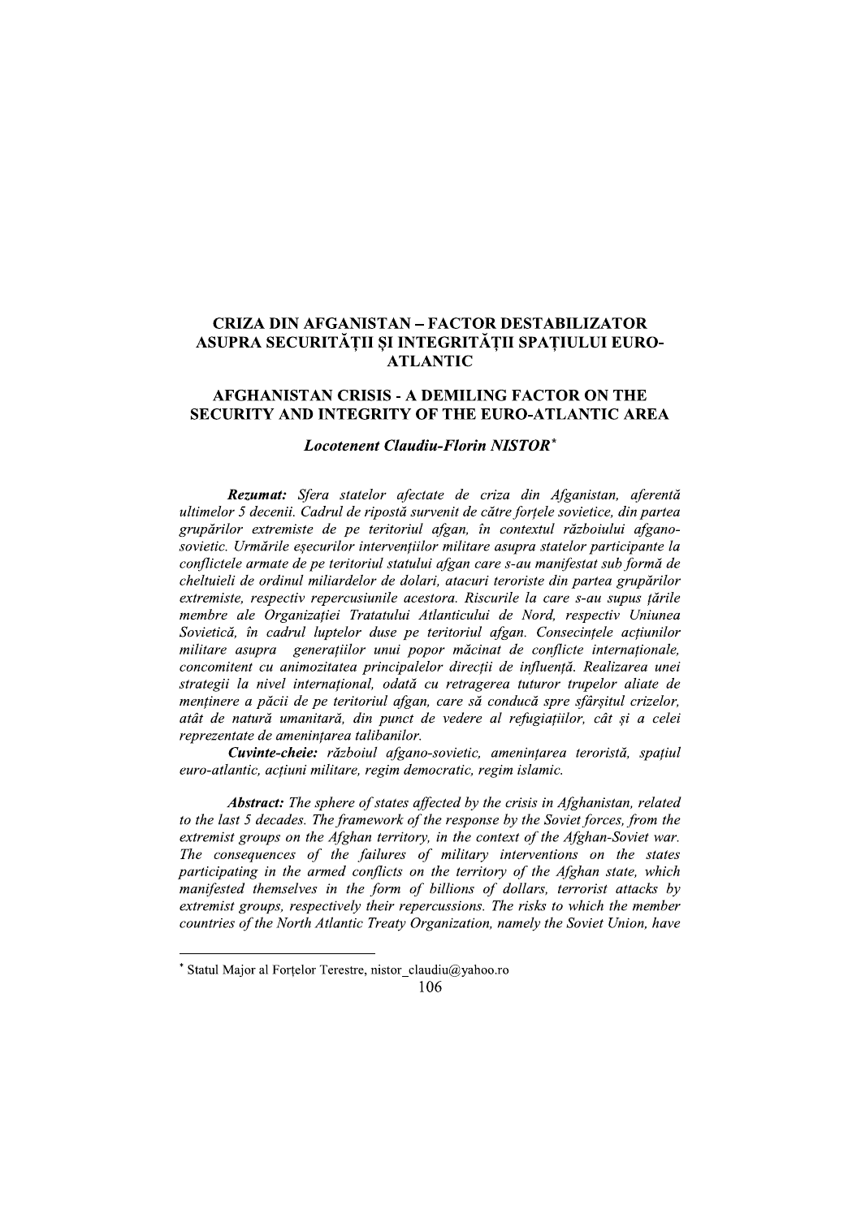# CRIZA DIN AFGANISTAN – FACTOR DESTABILIZATOR ASUPRA SECURITĂȚII ȘI INTEGRITĂȚII SPAȚIULUI EURO-ATLANTIC

# AFGHANISTAN CRISIS - A DEMILING FACTOR ON THE SECURITY AND INTEGRITY OF THE EURO-ATLANTIC AREA

***Locotenent Claudiu-Florin NISTOR****

***Rezumat:*** *Sfera statelor afectate de criza din Afganistan, aferentă ultimelor 5 decenii. Cadrul de ripostă survenit de către forțele sovietice, din partea grupărilor extremiste de pe teritoriul afgan, în contextul războiului afgano-sovietic. Urmările eșecurilor intervențiilor militare asupra statelor participante la conflictele armate de pe teritoriul statului afgan care s-au manifestat sub formă de cheltuieli de ordinul miliardelor de dolari, atacuri teroriste din partea grupărilor extremiste, respectiv repercusiunile acestora. Riscurile la care s-au supus țările membre ale Organizației Tratatului Atlanticului de Nord, respectiv Uniunea Sovietică, în cadrul luptelor duse pe teritoriul afgan. Consecințele acțiunilor militare asupra generațiilor unui popor măcinat de conflicte internaționale, concomitent cu animozitatea principalelor direcții de influență. Realizarea unei strategii la nivel internațional, odată cu retragerea tuturor trupelor aliate de menținere a păcii de pe teritoriul afgan, care să conducă spre sfârșitul crizelor, atât de natură umanitară, din punct de vedere al refugiaților, cât și a celei reprezentate de amenințarea talibanilor.*

***Cuvinte-cheie:*** *războiul afgano-sovietic, amenințarea teroristă, spațiul euro-atlantic, acțiuni militare, regim democratic, regim islamic.*

***Abstract:*** *The sphere of states affected by the crisis in Afghanistan, related to the last 5 decades. The framework of the response by the Soviet forces, from the extremist groups on the Afghan territory, in the context of the Afghan-Soviet war. The consequences of the failures of military interventions on the states participating in the armed conflicts on the territory of the Afghan state, which manifested themselves in the form of billions of dollars, terrorist attacks by extremist groups, respectively their repercussions. The risks to which the member countries of the North Atlantic Treaty Organization, namely the Soviet Union, have*

---

\* Statul Major al Forțelor Terestre, nistor_claudiu@yahoo.ro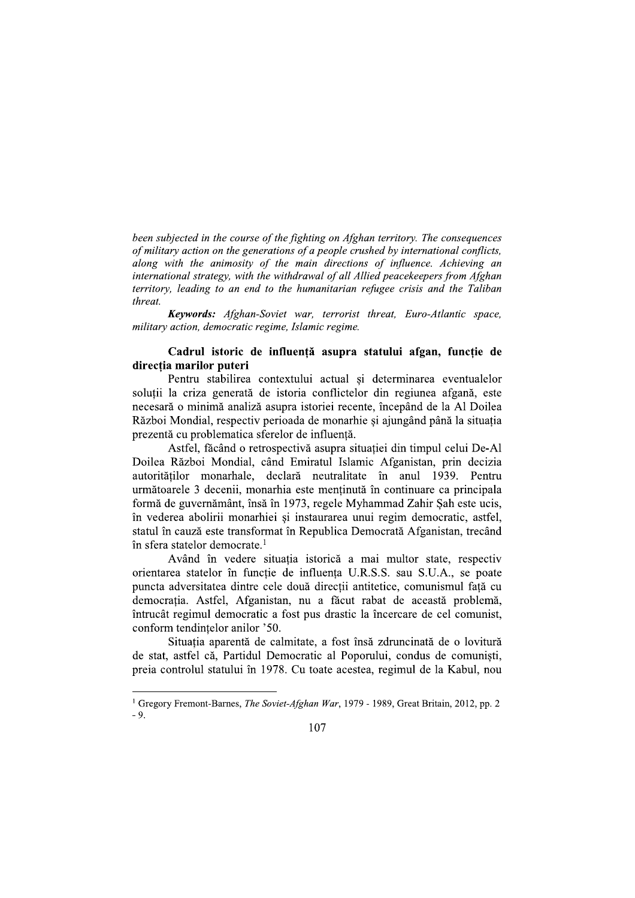*been subjected in the course of the fighting on Afghan territory. The consequences of military action on the generations of a people crushed by international conflicts, along with the animosity of the main directions of influence. Achieving an international strategy, with the withdrawal of all Allied peacekeepers from Afghan territory, leading to an end to the humanitarian refugee crisis and the Taliban threat.*

***Keywords:*** *Afghan-Soviet war, terrorist threat, Euro-Atlantic space, military action, democratic regime, Islamic regime.*

### Cadrul istoric de influență asupra statului afgan, funcție de direcția marilor puteri

Pentru stabilirea contextului actual și determinarea eventualelor soluții la criza generată de istoria conflictelor din regiunea afgană, este necesară o minimă analiză asupra istoriei recente, începând de la Al Doilea Război Mondial, respectiv perioada de monarhie și ajungând până la situația prezentă cu problematica sferelor de influență.

Astfel, făcând o retrospectivă asupra situației din timpul celui De-Al Doilea Război Mondial, când Emiratul Islamic Afganistan, prin decizia autorităților monarhale, declară neutralitate în anul 1939. Pentru următoarele 3 decenii, monarhia este menținută în continuare ca principala formă de guvernământ, însă în 1973, regele Myhammad Zahir Șah este ucis, în vederea abolirii monarhiei și instaurarea unui regim democratic, astfel, statul în cauză este transformat în Republica Democrată Afganistan, trecând în sfera statelor democrate.[1]

Având în vedere situația istorică a mai multor state, respectiv orientarea statelor în funcție de influența U.R.S.S. sau S.U.A., se poate puncta adversitatea dintre cele două direcții antitetice, comunismul față cu democrația. Astfel, Afganistan, nu a făcut rabat de această problemă, întrucât regimul democratic a fost pus drastic la încercare de cel comunist, conform tendințelor anilor '50.

Situația aparentă de calmitate, a fost însă zdruncinată de o lovitură de stat, astfel că, Partidul Democratic al Poporului, condus de comuniști, preia controlul statului în 1978. Cu toate acestea, regimul de la Kabul, nou

---

[1] Gregory Fremont-Barnes, *The Soviet-Afghan War*, 1979 - 1989, Great Britain, 2012, pp. 2 - 9.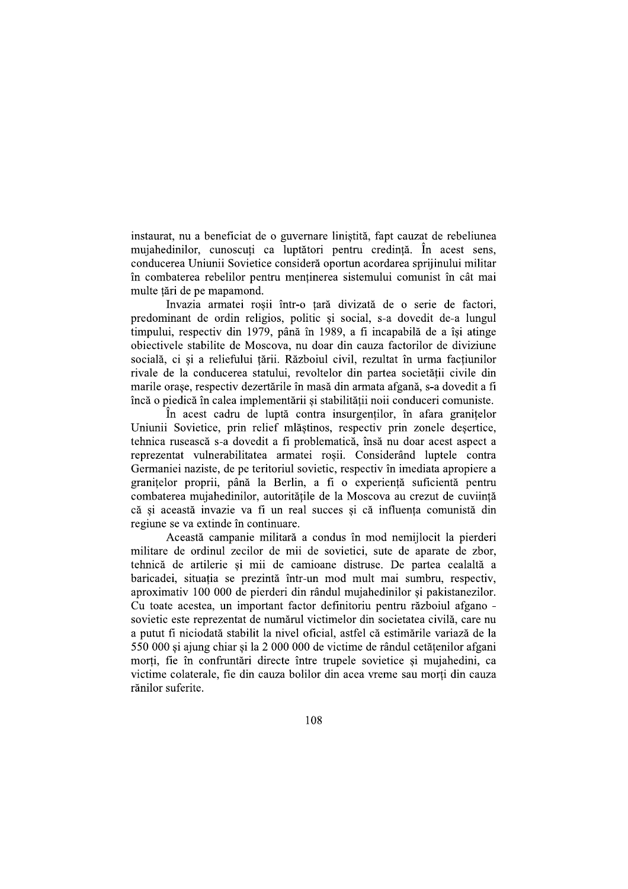instaurat, nu a beneficiat de o guvernare liniștită, fapt cauzat de rebeliunea mujahedinilor, cunoscuți ca luptători pentru credință. În acest sens, conducerea Uniunii Sovietice consideră oportun acordarea sprijinului militar în combaterea rebelilor pentru menținerea sistemului comunist în cât mai multe țări de pe mapamond.

Invazia armatei roșii într-o țară divizată de o serie de factori, predominant de ordin religios, politic și social, s-a dovedit de-a lungul timpului, respectiv din 1979, până în 1989, a fi incapabilă de a își atinge obiectivele stabilite de Moscova, nu doar din cauza factorilor de diviziune socială, ci și a reliefului țării. Războiul civil, rezultat în urma facțiunilor rivale de la conducerea statului, revoltelor din partea societății civile din marile orașe, respectiv dezertările în masă din armata afgană, s-a dovedit a fi încă o piedică în calea implementării și stabilității noii conduceri comuniste.

În acest cadru de luptă contra insurgenților, în afara granițelor Uniunii Sovietice, prin relief mlăștinos, respectiv prin zonele deșertice, tehnica rusească s-a dovedit a fi problematică, însă nu doar acest aspect a reprezentat vulnerabilitatea armatei roșii. Considerând luptele contra Germaniei naziste, de pe teritoriul sovietic, respectiv în imediata apropiere a granițelor proprii, până la Berlin, a fi o experiență suficientă pentru combaterea mujahedinilor, autoritățile de la Moscova au crezut de cuviință că și această invazie va fi un real succes și că influența comunistă din regiune se va extinde în continuare.

Această campanie militară a condus în mod nemijlocit la pierderi militare de ordinul zecilor de mii de sovietici, sute de aparate de zbor, tehnică de artilerie și mii de camioane distruse. De partea cealaltă a baricadei, situația se prezintă într-un mod mult mai sumbru, respectiv, aproximativ 100 000 de pierderi din rândul mujahedinilor și pakistanezilor. Cu toate acestea, un important factor definitoriu pentru războiul afgano - sovietic este reprezentat de numărul victimelor din societatea civilă, care nu a putut fi niciodată stabilit la nivel oficial, astfel că estimările variază de la 550 000 și ajung chiar și la 2 000 000 de victime de rândul cetățenilor afgani morți, fie în confruntări directe între trupele sovietice și mujahedini, ca victime colaterale, fie din cauza bolilor din acea vreme sau morți din cauza rănilor suferite.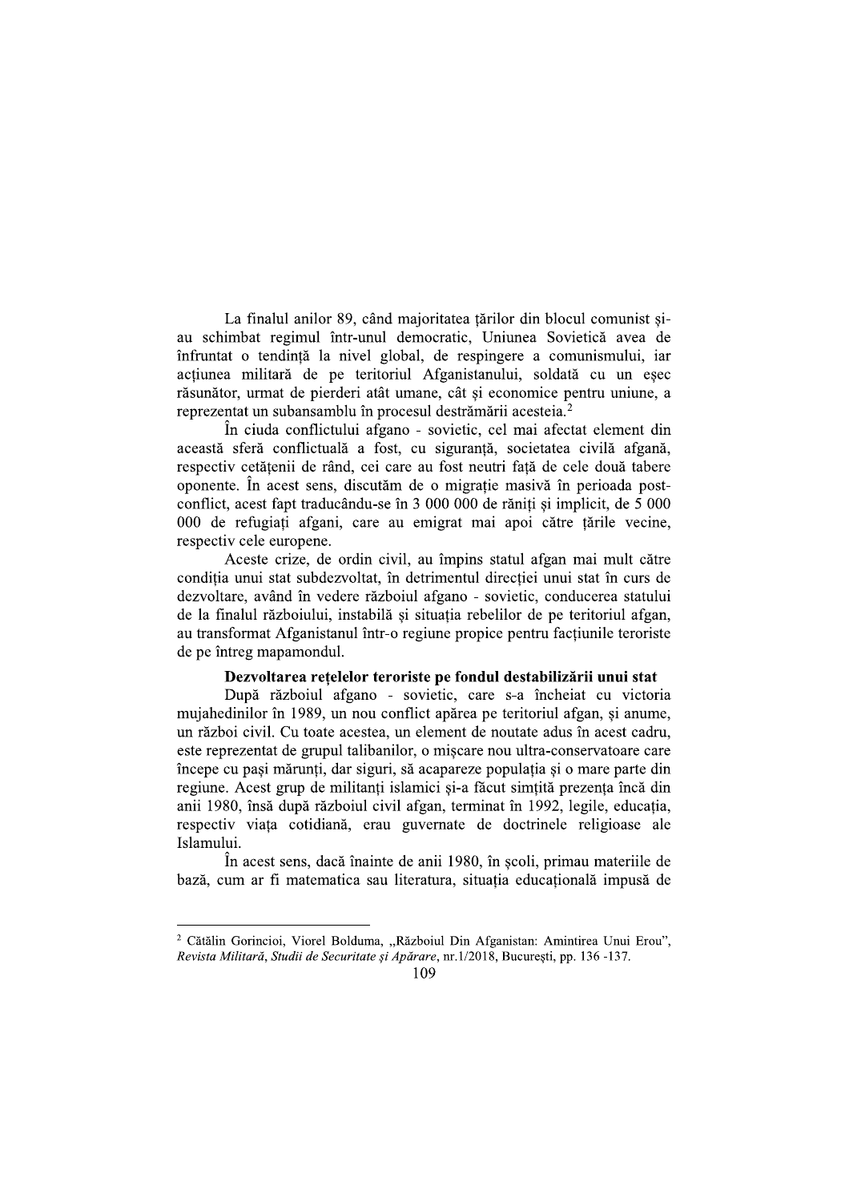La finalul anilor 89, când majoritatea țărilor din blocul comunist și-au schimbat regimul într-unul democratic, Uniunea Sovietică avea de înfruntat o tendință la nivel global, de respingere a comunismului, iar acțiunea militară de pe teritoriul Afganistanului, soldată cu un eșec răsunător, urmat de pierderi atât umane, cât și economice pentru uniune, a reprezentat un subansamblu în procesul destrămării acesteia.[2]

În ciuda conflictului afgano - sovietic, cel mai afectat element din această sferă conflictuală a fost, cu siguranță, societatea civilă afgană, respectiv cetățenii de rând, cei care au fost neutri față de cele două tabere oponente. În acest sens, discutăm de o migrație masivă în perioada post-conflict, acest fapt traducându-se în 3 000 000 de răniți și implicit, de 5 000 000 de refugiați afgani, care au emigrat mai apoi către țările vecine, respectiv cele europene.

Aceste crize, de ordin civil, au împins statul afgan mai mult către condiția unui stat subdezvoltat, în detrimentul direcției unui stat în curs de dezvoltare, având în vedere războiul afgano - sovietic, conducerea statului de la finalul războiului, instabilă și situația rebelilor de pe teritoriul afgan, au transformat Afganistanul într-o regiune propice pentru facțiunile teroriste de pe întreg mapamondul.

**Dezvoltarea rețelelor teroriste pe fondul destabilizării unui stat**

După războiul afgano - sovietic, care s-a încheiat cu victoria mujahedinilor în 1989, un nou conflict apărea pe teritoriul afgan, și anume, un război civil. Cu toate acestea, un element de noutate adus în acest cadru, este reprezentat de grupul talibanilor, o mișcare nou ultra-conservatoare care începe cu pași mărunți, dar siguri, să acapareze populația și o mare parte din regiune. Acest grup de militanți islamici și-a făcut simțită prezența încă din anii 1980, însă după războiul civil afgan, terminat în 1992, legile, educația, respectiv viața cotidiană, erau guvernate de doctrinele religioase ale Islamului.

În acest sens, dacă înainte de anii 1980, în școli, primau materiile de bază, cum ar fi matematica sau literatura, situația educațională impusă de

---

[2] Cătălin Gorincioi, Viorel Bolduma, „Războiul Din Afganistan: Amintirea Unui Erou", *Revista Militară, Studii de Securitate și Apărare*, nr.1/2018, București, pp. 136 -137.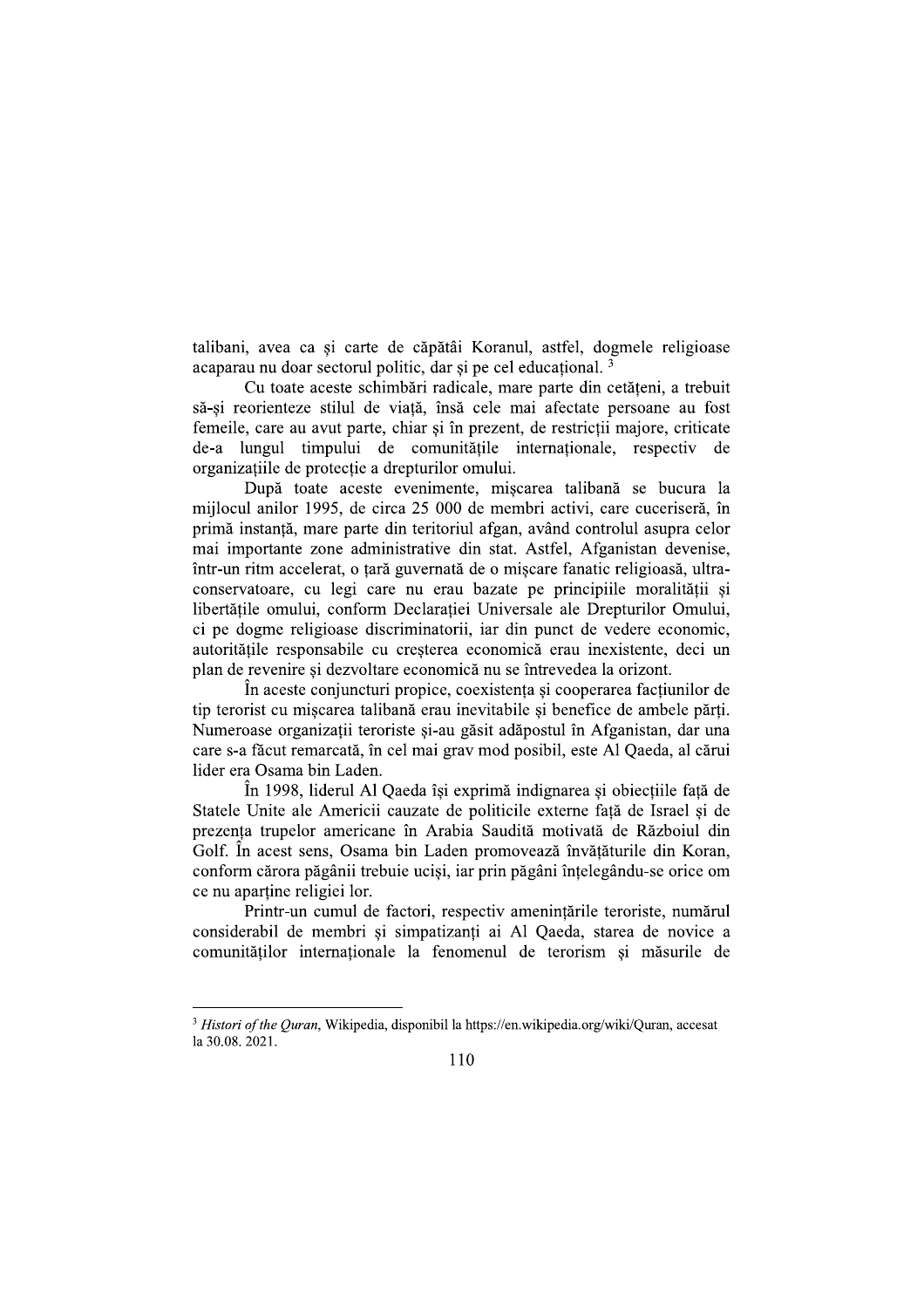talibani, avea ca și carte de căpătâi Koranul, astfel, dogmele religioase acaparau nu doar sectorul politic, dar și pe cel educațional. [3]

Cu toate aceste schimbări radicale, mare parte din cetățeni, a trebuit să-și reorienteze stilul de viață, însă cele mai afectate persoane au fost femeile, care au avut parte, chiar și în prezent, de restricții majore, criticate de-a lungul timpului de comunitățile internaționale, respectiv de organizațiile de protecție a drepturilor omului.

După toate aceste evenimente, mișcarea talibană se bucura la mijlocul anilor 1995, de circa 25 000 de membri activi, care cuceriseră, în primă instanță, mare parte din teritoriul afgan, având controlul asupra celor mai importante zone administrative din stat. Astfel, Afganistan devenise, într-un ritm accelerat, o țară guvernată de o mișcare fanatic religioasă, ultra-conservatoare, cu legi care nu erau bazate pe principiile moralității și libertățile omului, conform Declarației Universale ale Drepturilor Omului, ci pe dogme religioase discriminatorii, iar din punct de vedere economic, autoritățile responsabile cu creșterea economică erau inexistente, deci un plan de revenire și dezvoltare economică nu se întrevedea la orizont.

În aceste conjuncturi propice, coexistența și cooperarea facțiunilor de tip terorist cu mișcarea talibană erau inevitabile și benefice de ambele părți. Numeroase organizații teroriste și-au găsit adăpostul în Afganistan, dar una care s-a făcut remarcată, în cel mai grav mod posibil, este Al Qaeda, al cărui lider era Osama bin Laden.

În 1998, liderul Al Qaeda își exprimă indignarea și obiecțiile față de Statele Unite ale Americii cauzate de politicile externe față de Israel și de prezența trupelor americane în Arabia Saudită motivată de Războiul din Golf. În acest sens, Osama bin Laden promovează învățăturile din Koran, conform cărora păgânii trebuie uciși, iar prin păgâni înțelegându-se orice om ce nu aparține religiei lor.

Printr-un cumul de factori, respectiv amenințările teroriste, numărul considerabil de membri și simpatizanți ai Al Qaeda, starea de novice a comunităților internaționale la fenomenul de terorism și măsurile de

---

[3] *Histori of the Quran*, Wikipedia, disponibil la https://en.wikipedia.org/wiki/Quran, accesat la 30.08. 2021.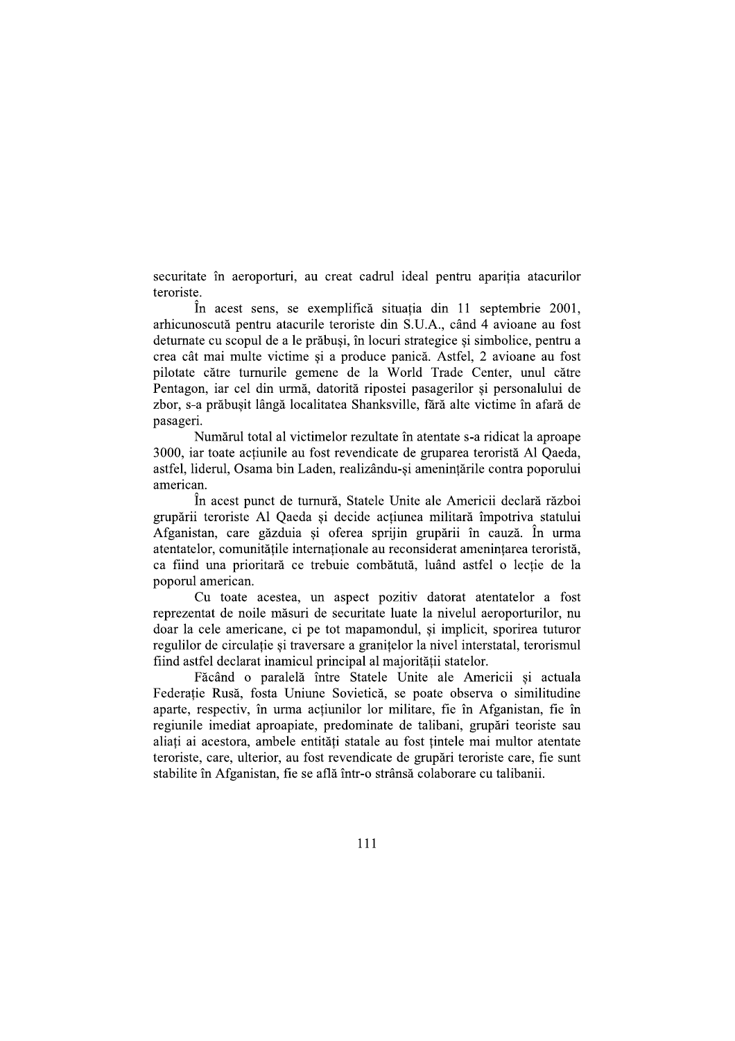securitate în aeroporturi, au creat cadrul ideal pentru apariția atacurilor teroriste.

În acest sens, se exemplifică situația din 11 septembrie 2001, arhicunoscută pentru atacurile teroriste din S.U.A., când 4 avioane au fost deturnate cu scopul de a le prăbuși, în locuri strategice și simbolice, pentru a crea cât mai multe victime și a produce panică. Astfel, 2 avioane au fost pilotate către turnurile gemene de la World Trade Center, unul către Pentagon, iar cel din urmă, datorită ripostei pasagerilor și personalului de zbor, s-a prăbușit lângă localitatea Shanksville, fără alte victime în afară de pasageri.

Numărul total al victimelor rezultate în atentate s-a ridicat la aproape 3000, iar toate acțiunile au fost revendicate de gruparea teroristă Al Qaeda, astfel, liderul, Osama bin Laden, realizându-și amenințările contra poporului american.

În acest punct de turnură, Statele Unite ale Americii declară război grupării teroriste Al Qaeda și decide acțiunea militară împotriva statului Afganistan, care găzduia și oferea sprijin grupării în cauză. În urma atentatelor, comunitățile internaționale au reconsiderat amenințarea teroristă, ca fiind una prioritară ce trebuie combătută, luând astfel o lecție de la poporul american.

Cu toate acestea, un aspect pozitiv datorat atentatelor a fost reprezentat de noile măsuri de securitate luate la nivelul aeroporturilor, nu doar la cele americane, ci pe tot mapamondul, și implicit, sporirea tuturor regulilor de circulație și traversare a granițelor la nivel interstatal, terorismul fiind astfel declarat inamicul principal al majorității statelor.

Făcând o paralelă între Statele Unite ale Americii și actuala Federație Rusă, fosta Uniune Sovietică, se poate observa o similitudine aparte, respectiv, în urma acțiunilor lor militare, fie în Afganistan, fie în regiunile imediat aproapiate, predominate de talibani, grupări teoriste sau aliați ai acestora, ambele entități statale au fost țintele mai multor atentate teroriste, care, ulterior, au fost revendicate de grupări teroriste care, fie sunt stabilite în Afganistan, fie se află într-o strânsă colaborare cu talibanii.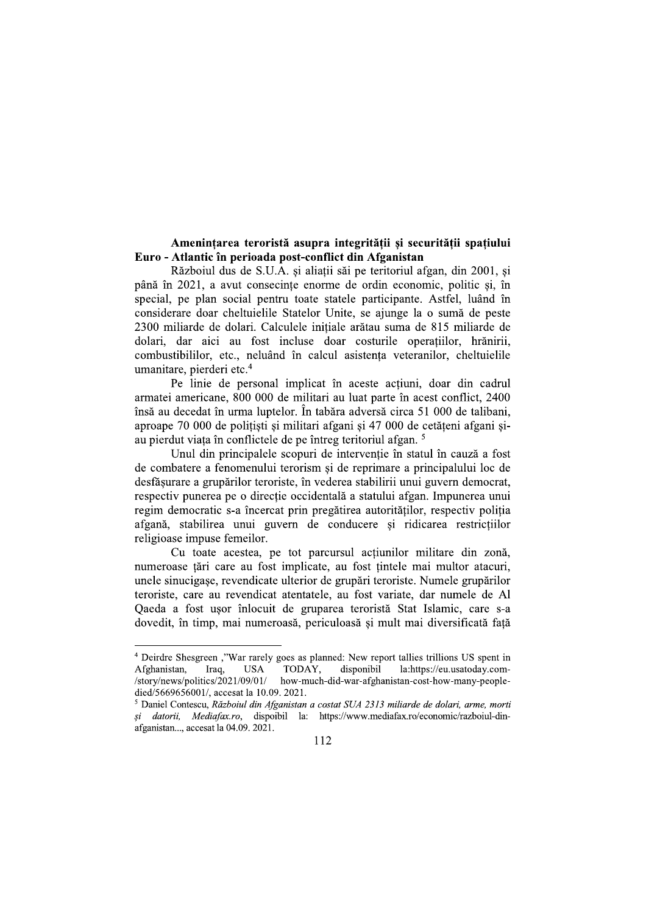**Amenințarea teroristă asupra integrității și securității spațiului Euro - Atlantic în perioada post-conflict din Afganistan**

Războiul dus de S.U.A. și aliații săi pe teritoriul afgan, din 2001, și până în 2021, a avut consecințe enorme de ordin economic, politic și, în special, pe plan social pentru toate statele participante. Astfel, luând în considerare doar cheltuielile Statelor Unite, se ajunge la o sumă de peste 2300 miliarde de dolari. Calculele inițiale arătau suma de 815 miliarde de dolari, dar aici au fost incluse doar costurile operațiilor, hrănirii, combustibililor, etc., neluând în calcul asistența veteranilor, cheltuielile umanitare, pierderi etc.[4]

Pe linie de personal implicat în aceste acțiuni, doar din cadrul armatei americane, 800 000 de militari au luat parte în acest conflict, 2400 însă au decedat în urma luptelor. În tabăra adversă circa 51 000 de talibani, aproape 70 000 de polițiști și militari afgani și 47 000 de cetățeni afgani și-au pierdut viața în conflictele de pe întreg teritoriul afgan. [5]

Unul din principalele scopuri de intervenție în statul în cauză a fost de combatere a fenomenului terorism și de reprimare a principalului loc de desfășurare a grupărilor teroriste, în vederea stabilirii unui guvern democrat, respectiv punerea pe o direcție occidentală a statului afgan. Impunerea unui regim democratic s-a încercat prin pregătirea autorităților, respectiv poliția afgană, stabilirea unui guvern de conducere și ridicarea restricțiilor religioase impuse femeilor.

Cu toate acestea, pe tot parcursul acțiunilor militare din zonă, numeroase țări care au fost implicate, au fost țintele mai multor atacuri, unele sinucigașe, revendicate ulterior de grupări teroriste. Numele grupărilor teroriste, care au revendicat atentatele, au fost variate, dar numele de Al Qaeda a fost ușor înlocuit de gruparea teroristă Stat Islamic, care s-a dovedit, în timp, mai numeroasă, periculoasă și mult mai diversificată față

---

[4] Deirdre Shesgreen ,"War rarely goes as planned: New report tallies trillions US spent in Afghanistan, Iraq, USA TODAY, disponibil la:https://eu.usatoday.com-/story/news/politics/2021/09/01/ how-much-did-war-afghanistan-cost-how-many-people-died/5669656001/, accesat la 10.09. 2021.

[5] Daniel Contescu, *Războiul din Afganistan a costat SUA 2313 miliarde de dolari, arme, morti și datorii, Mediafax.ro*, dispoibil la: https://www.mediafax.ro/economic/razboiul-din-afganistan..., accesat la 04.09. 2021.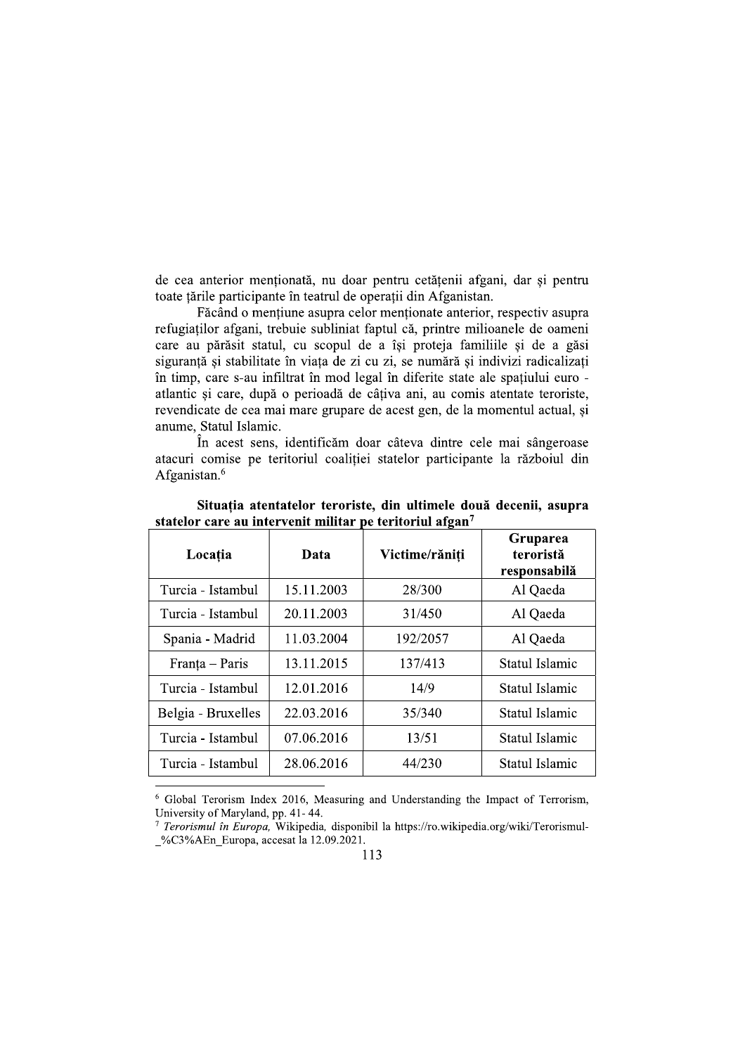de cea anterior menționată, nu doar pentru cetățenii afgani, dar și pentru toate țările participante în teatrul de operații din Afganistan.

Făcând o mențiune asupra celor menționate anterior, respectiv asupra refugiaților afgani, trebuie subliniat faptul că, printre milioanele de oameni care au părăsit statul, cu scopul de a își proteja familiile și de a găsi siguranță și stabilitate în viața de zi cu zi, se numără și indivizi radicalizați în timp, care s-au infiltrat în mod legal în diferite state ale spațiului euro - atlantic și care, după o perioadă de câțiva ani, au comis atentate teroriste, revendicate de cea mai mare grupare de acest gen, de la momentul actual, și anume, Statul Islamic.

În acest sens, identificăm doar câteva dintre cele mai sângeroase atacuri comise pe teritoriul coaliției statelor participante la războiul din Afganistan.[6]

**Situația atentatelor teroriste, din ultimele două decenii, asupra statelor care au intervenit militar pe teritoriul afgan[7]**

| Locația | Data | Victime/răniți | Gruparea teroristă responsabilă |
|---|---|---|---|
| Turcia - Istambul | 15.11.2003 | 28/300 | Al Qaeda |
| Turcia - Istambul | 20.11.2003 | 31/450 | Al Qaeda |
| Spania - Madrid | 11.03.2004 | 192/2057 | Al Qaeda |
| Franța – Paris | 13.11.2015 | 137/413 | Statul Islamic |
| Turcia - Istambul | 12.01.2016 | 14/9 | Statul Islamic |
| Belgia - Bruxelles | 22.03.2016 | 35/340 | Statul Islamic |
| Turcia - Istambul | 07.06.2016 | 13/51 | Statul Islamic |
| Turcia - Istambul | 28.06.2016 | 44/230 | Statul Islamic |

[6] Global Terorism Index 2016, Measuring and Understanding the Impact of Terrorism, University of Maryland, pp. 41- 44.

[7] *Terorismul în Europa,* Wikipedia, disponibil la https://ro.wikipedia.org/wiki/Terorismul-_%C3%AEn_Europa, accesat la 12.09.2021.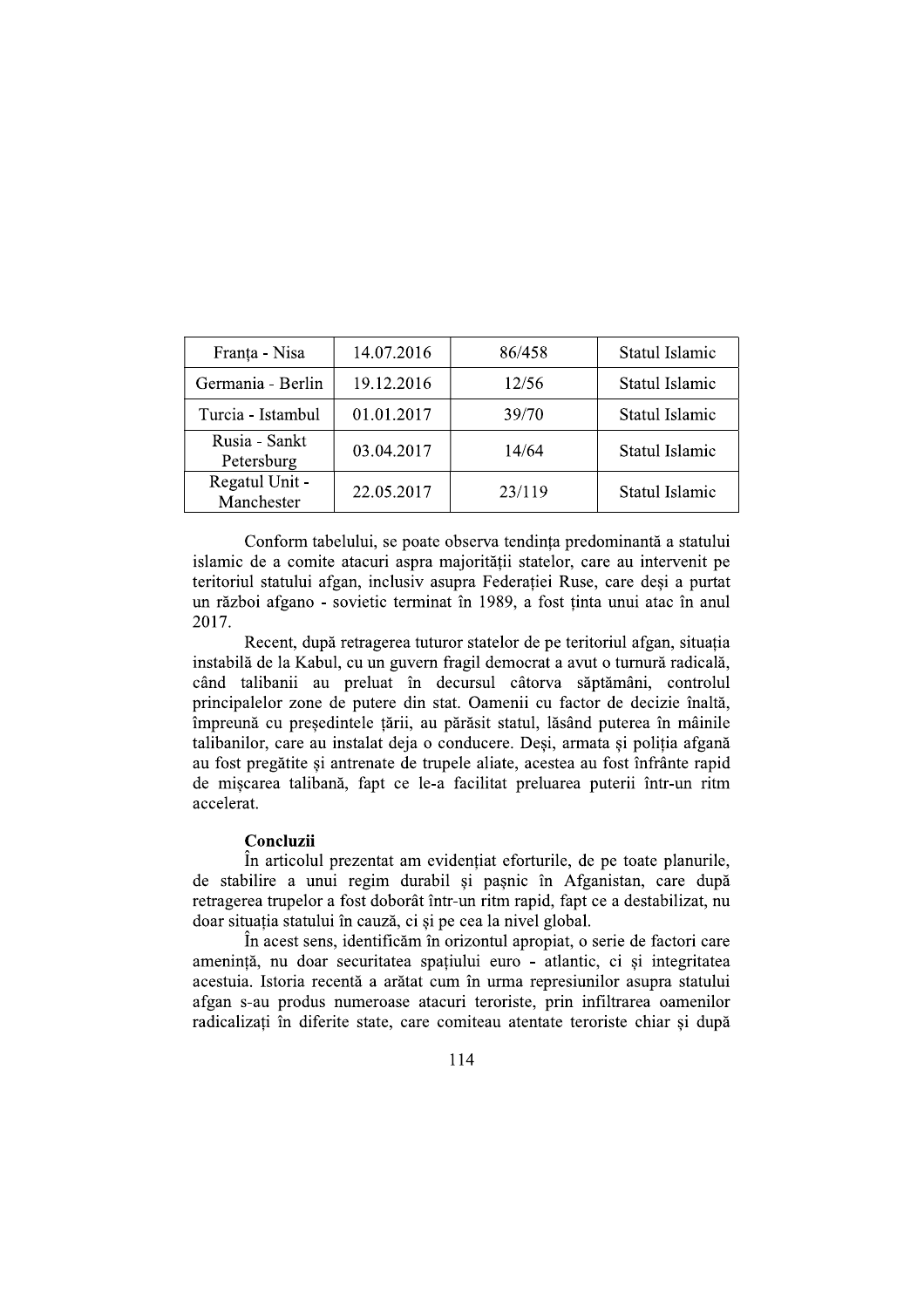| Franța - Nisa | 14.07.2016 | 86/458 | Statul Islamic |
|---|---|---|---|
| Germania - Berlin | 19.12.2016 | 12/56 | Statul Islamic |
| Turcia - Istambul | 01.01.2017 | 39/70 | Statul Islamic |
| Rusia - Sankt Petersburg | 03.04.2017 | 14/64 | Statul Islamic |
| Regatul Unit - Manchester | 22.05.2017 | 23/119 | Statul Islamic |

Conform tabelului, se poate observa tendința predominantă a statului islamic de a comite atacuri aspra majorității statelor, care au intervenit pe teritoriul statului afgan, inclusiv asupra Federației Ruse, care deși a purtat un război afgano - sovietic terminat în 1989, a fost ținta unui atac în anul 2017.

Recent, după retragerea tuturor statelor de pe teritoriul afgan, situația instabilă de la Kabul, cu un guvern fragil democrat a avut o turnură radicală, când talibanii au preluat în decursul câtorva săptămâni, controlul principalelor zone de putere din stat. Oamenii cu factor de decizie înaltă, împreună cu președintele țării, au părăsit statul, lăsând puterea în mâinile talibanilor, care au instalat deja o conducere. Deși, armata și poliția afgană au fost pregătite și antrenate de trupele aliate, acestea au fost înfrânte rapid de mișcarea talibană, fapt ce le-a facilitat preluarea puterii într-un ritm accelerat.

**Concluzii**

În articolul prezentat am evidențiat eforturile, de pe toate planurile, de stabilire a unui regim durabil și pașnic în Afganistan, care după retragerea trupelor a fost doborât într-un ritm rapid, fapt ce a destabilizat, nu doar situația statului în cauză, ci și pe cea la nivel global.

În acest sens, identificăm în orizontul apropiat, o serie de factori care amenință, nu doar securitatea spațiului euro - atlantic, ci și integritatea acestuia. Istoria recentă a arătat cum în urma represiunilor asupra statului afgan s-au produs numeroase atacuri teroriste, prin infiltrarea oamenilor radicalizați în diferite state, care comiteau atentate teroriste chiar și după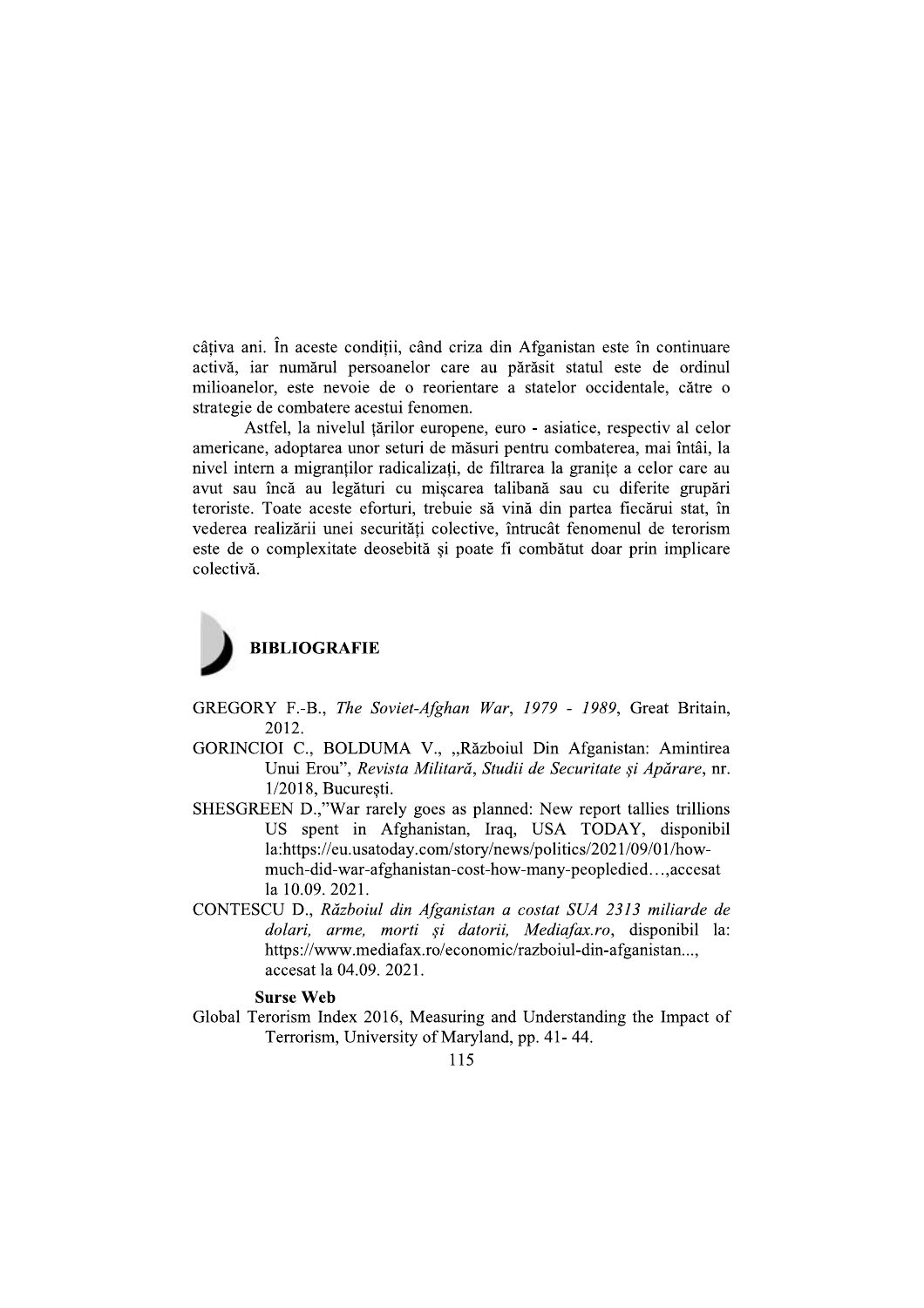câțiva ani. În aceste condiții, când criza din Afganistan este în continuare activă, iar numărul persoanelor care au părăsit statul este de ordinul milioanelor, este nevoie de o reorientare a statelor occidentale, către o strategie de combatere acestui fenomen.

Astfel, la nivelul țărilor europene, euro - asiatice, respectiv al celor americane, adoptarea unor seturi de măsuri pentru combaterea, mai întâi, la nivel intern a migranților radicalizați, de filtrarea la granițe a celor care au avut sau încă au legături cu mișcarea talibană sau cu diferite grupări teroriste. Toate aceste eforturi, trebuie să vină din partea fiecărui stat, în vederea realizării unei securități colective, întrucât fenomenul de terorism este de o complexitate deosebită și poate fi combătut doar prin implicare colectivă.

## BIBLIOGRAFIE

GREGORY F.-B., *The Soviet-Afghan War, 1979 - 1989*, Great Britain, 2012.

GORINCIOI C., BOLDUMA V., „Războiul Din Afganistan: Amintirea Unui Erou", *Revista Militară, Studii de Securitate și Apărare*, nr. 1/2018, București.

SHESGREEN D.,"War rarely goes as planned: New report tallies trillions US spent in Afghanistan, Iraq, USA TODAY, disponibil la:https://eu.usatoday.com/story/news/politics/2021/09/01/how-much-did-war-afghanistan-cost-how-many-peopledied…,accesat la 10.09. 2021.

CONTESCU D., *Războiul din Afganistan a costat SUA 2313 miliarde de dolari, arme, morti și datorii, Mediafax.ro*, disponibil la: https://www.mediafax.ro/economic/razboiul-din-afganistan..., accesat la 04.09. 2021.

**Surse Web**

Global Terorism Index 2016, Measuring and Understanding the Impact of Terrorism, University of Maryland, pp. 41- 44.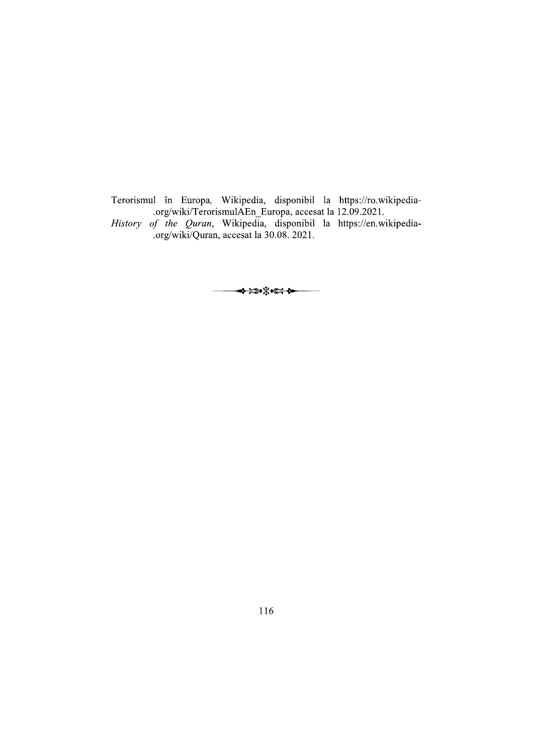Terorismul în Europa, Wikipedia, disponibil la https://ro.wikipedia-.org/wiki/TerorismulAEn_Europa, accesat la 12.09.2021.

*History of the Quran*, Wikipedia, disponibil la https://en.wikipedia-.org/wiki/Quran, accesat la 30.08. 2021.